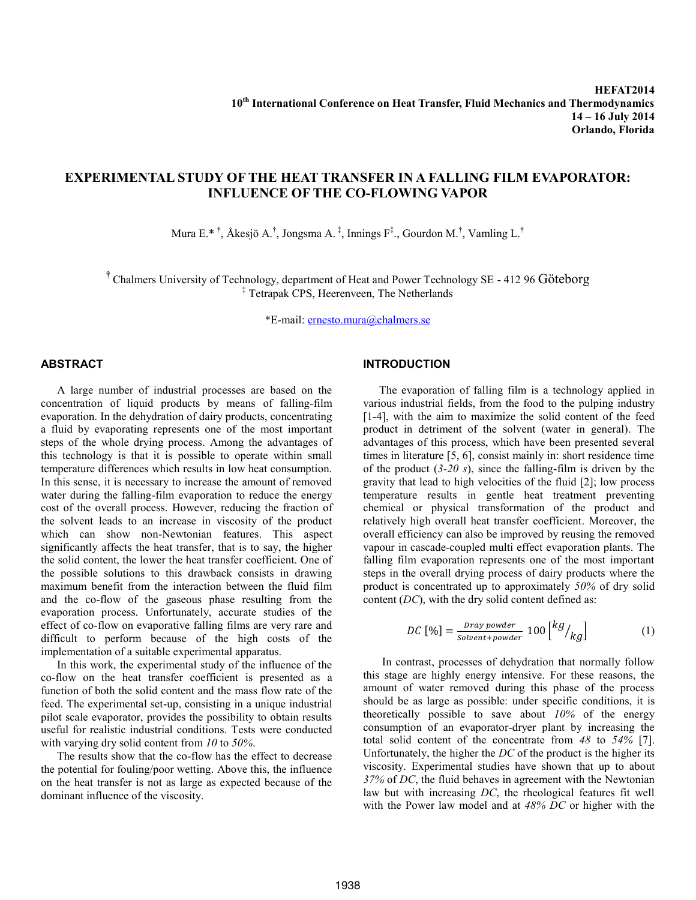HEFAT2014
10th International Conference on Heat Transfer, Fluid Mechanics and Thermodynamics
14 – 16 July 2014
Orlando, Florida

# EXPERIMENTAL STUDY OF THE HEAT TRANSFER IN A FALLING FILM EVAPORATOR: INFLUENCE OF THE CO-FLOWING VAPOR

Mura E.* †, Åkesjö A.†, Jongsma A. ‡, Innings F‡., Gourdon M.†, Vamling L.†

† Chalmers University of Technology, department of Heat and Power Technology SE - 412 96 Göteborg
‡ Tetrapak CPS, Heerenveen, The Netherlands

*E-mail: ernesto.mura@chalmers.se

## ABSTRACT

A large number of industrial processes are based on the concentration of liquid products by means of falling-film evaporation. In the dehydration of dairy products, concentrating a fluid by evaporating represents one of the most important steps of the whole drying process. Among the advantages of this technology is that it is possible to operate within small temperature differences which results in low heat consumption. In this sense, it is necessary to increase the amount of removed water during the falling-film evaporation to reduce the energy cost of the overall process. However, reducing the fraction of the solvent leads to an increase in viscosity of the product which can show non-Newtonian features. This aspect significantly affects the heat transfer, that is to say, the higher the solid content, the lower the heat transfer coefficient. One of the possible solutions to this drawback consists in drawing maximum benefit from the interaction between the fluid film and the co-flow of the gaseous phase resulting from the evaporation process. Unfortunately, accurate studies of the effect of co-flow on evaporative falling films are very rare and difficult to perform because of the high costs of the implementation of a suitable experimental apparatus.

In this work, the experimental study of the influence of the co-flow on the heat transfer coefficient is presented as a function of both the solid content and the mass flow rate of the feed. The experimental set-up, consisting in a unique industrial pilot scale evaporator, provides the possibility to obtain results useful for realistic industrial conditions. Tests were conducted with varying dry solid content from *10* to *50%*.

The results show that the co-flow has the effect to decrease the potential for fouling/poor wetting. Above this, the influence on the heat transfer is not as large as expected because of the dominant influence of the viscosity.

## INTRODUCTION

The evaporation of falling film is a technology applied in various industrial fields, from the food to the pulping industry [1-4], with the aim to maximize the solid content of the feed product in detriment of the solvent (water in general). The advantages of this process, which have been presented several times in literature [5, 6], consist mainly in: short residence time of the product (*3-20 s*), since the falling-film is driven by the gravity that lead to high velocities of the fluid [2]; low process temperature results in gentle heat treatment preventing chemical or physical transformation of the product and relatively high overall heat transfer coefficient. Moreover, the overall efficiency can also be improved by reusing the removed vapour in cascade-coupled multi effect evaporation plants. The falling film evaporation represents one of the most important steps in the overall drying process of dairy products where the product is concentrated up to approximately *50%* of dry solid content (*DC*), with the dry solid content defined as:

$$DC\,[\%] = \frac{Dray\ powder}{Solvent + powder}\ 100 \left[{}^{kg}/{}_{kg}\right] \qquad (1)$$

In contrast, processes of dehydration that normally follow this stage are highly energy intensive. For these reasons, the amount of water removed during this phase of the process should be as large as possible: under specific conditions, it is theoretically possible to save about *10%* of the energy consumption of an evaporator-dryer plant by increasing the total solid content of the concentrate from *48* to *54%* [7]. Unfortunately, the higher the *DC* of the product is the higher its viscosity. Experimental studies have shown that up to about *37%* of *DC*, the fluid behaves in agreement with the Newtonian law but with increasing *DC*, the rheological features fit well with the Power law model and at *48% DC* or higher with the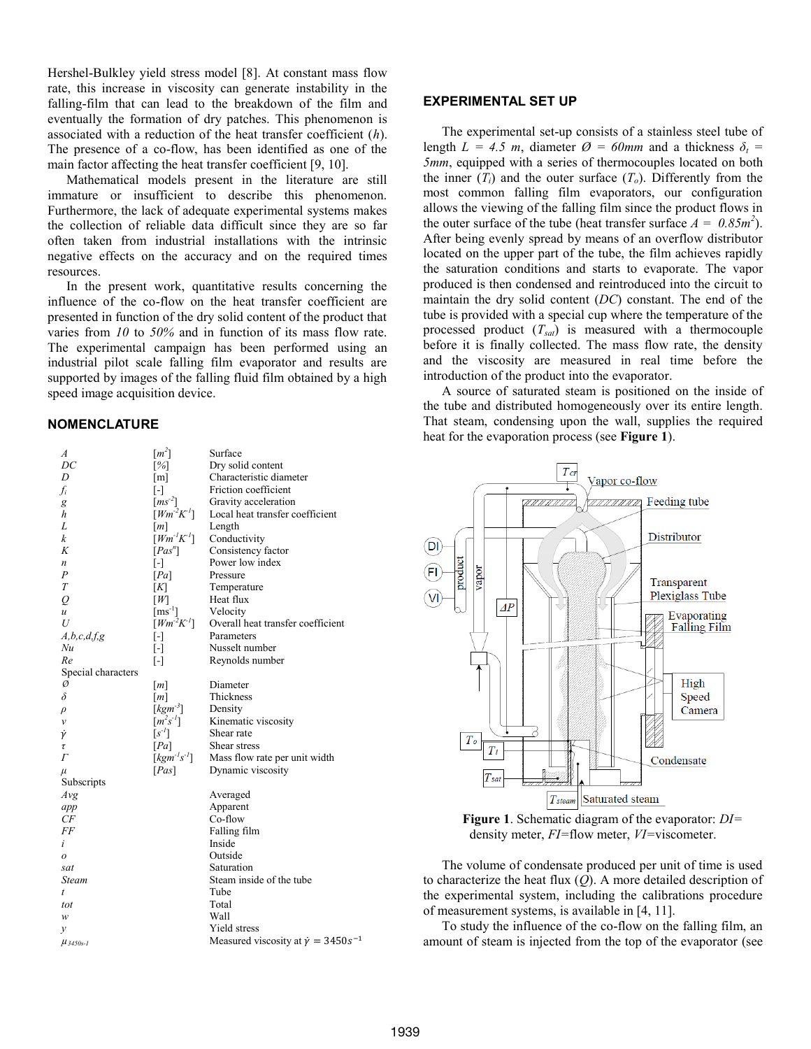Hershel-Bulkley yield stress model [8]. At constant mass flow rate, this increase in viscosity can generate instability in the falling-film that can lead to the breakdown of the film and eventually the formation of dry patches. This phenomenon is associated with a reduction of the heat transfer coefficient ($h$). The presence of a co-flow, has been identified as one of the main factor affecting the heat transfer coefficient [9, 10].

Mathematical models present in the literature are still immature or insufficient to describe this phenomenon. Furthermore, the lack of adequate experimental systems makes the collection of reliable data difficult since they are so far often taken from industrial installations with the intrinsic negative effects on the accuracy and on the required times resources.

In the present work, quantitative results concerning the influence of the co-flow on the heat transfer coefficient are presented in function of the dry solid content of the product that varies from *10* to *50%* and in function of its mass flow rate. The experimental campaign has been performed using an industrial pilot scale falling film evaporator and results are supported by images of the falling fluid film obtained by a high speed image acquisition device.

## NOMENCLATURE

| | | |
|---|---|---|
| $A$ | $[m^2]$ | Surface |
| $DC$ | $[\%]$ | Dry solid content |
| $D$ | [m] | Characteristic diameter |
| $f_i$ | [-] | Friction coefficient |
| $g$ | $[ms^{-2}]$ | Gravity acceleration |
| $h$ | $[Wm^{-2}K^{-1}]$ | Local heat transfer coefficient |
| $L$ | $[m]$ | Length |
| $k$ | $[Wm^{-1}K^{-1}]$ | Conductivity |
| $K$ | $[Pas^n]$ | Consistency factor |
| $n$ | [-] | Power low index |
| $P$ | $[Pa]$ | Pressure |
| $T$ | $[K]$ | Temperature |
| $Q$ | $[W]$ | Heat flux |
| $u$ | $[ms^{-1}]$ | Velocity |
| $U$ | $[Wm^{-2}K^{-1}]$ | Overall heat transfer coefficient |
| $A,b,c,d,f,g$ | [-] | Parameters |
| $Nu$ | [-] | Nusselt number |
| $Re$ | [-] | Reynolds number |
| Special characters | | |
| $Ø$ | $[m]$ | Diameter |
| $\delta$ | $[m]$ | Thickness |
| $\rho$ | $[kgm^{-3}]$ | Density |
| $\nu$ | $[m^2s^{-1}]$ | Kinematic viscosity |
| $\dot{\gamma}$ | $[s^{-1}]$ | Shear rate |
| $\tau$ | $[Pa]$ | Shear stress |
| $\Gamma$ | $[kgm^{-1}s^{-1}]$ | Mass flow rate per unit width |
| $\mu$ | $[Pas]$ | Dynamic viscosity |
| Subscripts | | |
| $Avg$ | | Averaged |
| $app$ | | Apparent |
| $CF$ | | Co-flow |
| $FF$ | | Falling film |
| $i$ | | Inside |
| $o$ | | Outside |
| $sat$ | | Saturation |
| $Steam$ | | Steam inside of the tube |
| $t$ | | Tube |
| $tot$ | | Total |
| $w$ | | Wall |
| $y$ | | Yield stress |
| $\mu_{3450s\text{-}1}$ | | Measured viscosity at $\dot{\gamma} = 3450s^{-1}$ |

## EXPERIMENTAL SET UP

The experimental set-up consists of a stainless steel tube of length $L = 4.5\ m$, diameter $Ø = 60mm$ and a thickness $\delta_t = 5mm$, equipped with a series of thermocouples located on both the inner ($T_i$) and the outer surface ($T_o$). Differently from the most common falling film evaporators, our configuration allows the viewing of the falling film since the product flows in the outer surface of the tube (heat transfer surface $A = 0.85m^2$). After being evenly spread by means of an overflow distributor located on the upper part of the tube, the film achieves rapidly the saturation conditions and starts to evaporate. The vapor produced is then condensed and reintroduced into the circuit to maintain the dry solid content ($DC$) constant. The end of the tube is provided with a special cup where the temperature of the processed product ($T_{sat}$) is measured with a thermocouple before it is finally collected. The mass flow rate, the density and the viscosity are measured in real time before the introduction of the product into the evaporator.

A source of saturated steam is positioned on the inside of the tube and distributed homogeneously over its entire length. That steam, condensing upon the wall, supplies the required heat for the evaporation process (see **Figure 1**).

**Figure 1**. Schematic diagram of the evaporator: $DI$= density meter, $FI$=flow meter, $VI$=viscometer.

The volume of condensate produced per unit of time is used to characterize the heat flux ($Q$). A more detailed description of the experimental system, including the calibrations procedure of measurement systems, is available in [4, 11].

To study the influence of the co-flow on the falling film, an amount of steam is injected from the top of the evaporator (see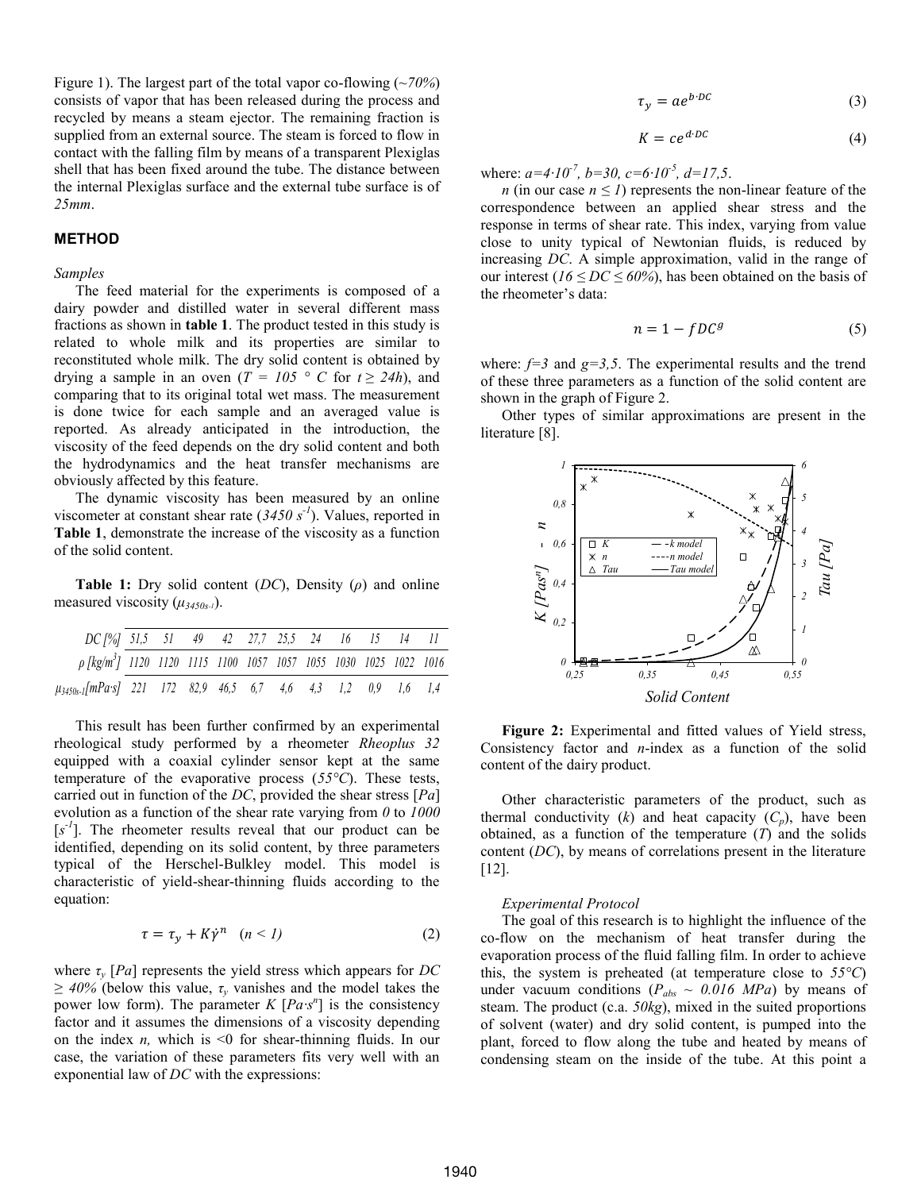Figure 1). The largest part of the total vapor co-flowing (*~70%*) consists of vapor that has been released during the process and recycled by means a steam ejector. The remaining fraction is supplied from an external source. The steam is forced to flow in contact with the falling film by means of a transparent Plexiglas shell that has been fixed around the tube. The distance between the internal Plexiglas surface and the external tube surface is of *25mm*.

## METHOD

*Samples*

The feed material for the experiments is composed of a dairy powder and distilled water in several different mass fractions as shown in **table 1**. The product tested in this study is related to whole milk and its properties are similar to reconstituted whole milk. The dry solid content is obtained by drying a sample in an oven ($T = 105\ °C$ for $t \geq 24h$), and comparing that to its original total wet mass. The measurement is done twice for each sample and an averaged value is reported. As already anticipated in the introduction, the viscosity of the feed depends on the dry solid content and both the hydrodynamics and the heat transfer mechanisms are obviously affected by this feature.

The dynamic viscosity has been measured by an online viscometer at constant shear rate ($3450\ s^{-1}$). Values, reported in **Table 1**, demonstrate the increase of the viscosity as a function of the solid content.

**Table 1:** Dry solid content (*DC*), Density ($\rho$) and online measured viscosity ($\mu_{3450s^{-1}}$).

| *DC [%]* | 51,5 | 51 | 49 | 42 | 27,7 | 25,5 | 24 | 16 | 15 | 14 | 11 |
|---|---|---|---|---|---|---|---|---|---|---|---|
| $\rho$ [kg/m$^3$] | 1120 | 1120 | 1115 | 1100 | 1057 | 1057 | 1055 | 1030 | 1025 | 1022 | 1016 |
| $\mu_{3450s^{-1}}$[mPa·s] | 221 | 172 | 82,9 | 46,5 | 6,7 | 4,6 | 4,3 | 1,2 | 0,9 | 1,6 | 1,4 |

This result has been further confirmed by an experimental rheological study performed by a rheometer *Rheoplus 32* equipped with a coaxial cylinder sensor kept at the same temperature of the evaporative process (*55°C*). These tests, carried out in function of the *DC*, provided the shear stress [*Pa*] evolution as a function of the shear rate varying from *0* to *1000* [$s^{-1}$]. The rheometer results reveal that our product can be identified, depending on its solid content, by three parameters typical of the Herschel-Bulkley model. This model is characteristic of yield-shear-thinning fluids according to the equation:

$$\tau = \tau_y + K\dot{\gamma}^n \quad (n < 1) \tag{2}$$

where $\tau_y$ [*Pa*] represents the yield stress which appears for $DC \geq 40\%$ (below this value, $\tau_y$ vanishes and the model takes the power low form). The parameter $K$ [$Pa{\cdot}s^n$] is the consistency factor and it assumes the dimensions of a viscosity depending on the index $n$, which is <0 for shear-thinning fluids. In our case, the variation of these parameters fits very well with an exponential law of *DC* with the expressions:

$$\tau_y = ae^{b\cdot DC} \tag{3}$$

$$K = ce^{d\cdot DC} \tag{4}$$

where: $a=4{\cdot}10^{-7}$, $b=30$, $c=6{\cdot}10^{-5}$, $d=17{,}5$.

$n$ (in our case $n \leq 1$) represents the non-linear feature of the correspondence between an applied shear stress and the response in terms of shear rate. This index, varying from value close to unity typical of Newtonian fluids, is reduced by increasing *DC*. A simple approximation, valid in the range of our interest ($16 \leq DC \leq 60\%$), has been obtained on the basis of the rheometer's data:

$$n = 1 - fDC^g \tag{5}$$

where: $f=3$ and $g=3{,}5$. The experimental results and the trend of these three parameters as a function of the solid content are shown in the graph of Figure 2.

Other types of similar approximations are present in the literature [8].

**Figure 2:** Experimental and fitted values of Yield stress, Consistency factor and *n*-index as a function of the solid content of the dairy product.

Other characteristic parameters of the product, such as thermal conductivity ($k$) and heat capacity ($C_p$), have been obtained, as a function of the temperature ($T$) and the solids content (*DC*), by means of correlations present in the literature [12].

*Experimental Protocol*

The goal of this research is to highlight the influence of the co-flow on the mechanism of heat transfer during the evaporation process of the fluid falling film. In order to achieve this, the system is preheated (at temperature close to *55°C*) under vacuum conditions ($P_{abs} \sim 0.016\ MPa$) by means of steam. The product (c.a. *50kg*), mixed in the suited proportions of solvent (water) and dry solid content, is pumped into the plant, forced to flow along the tube and heated by means of condensing steam on the inside of the tube. At this point a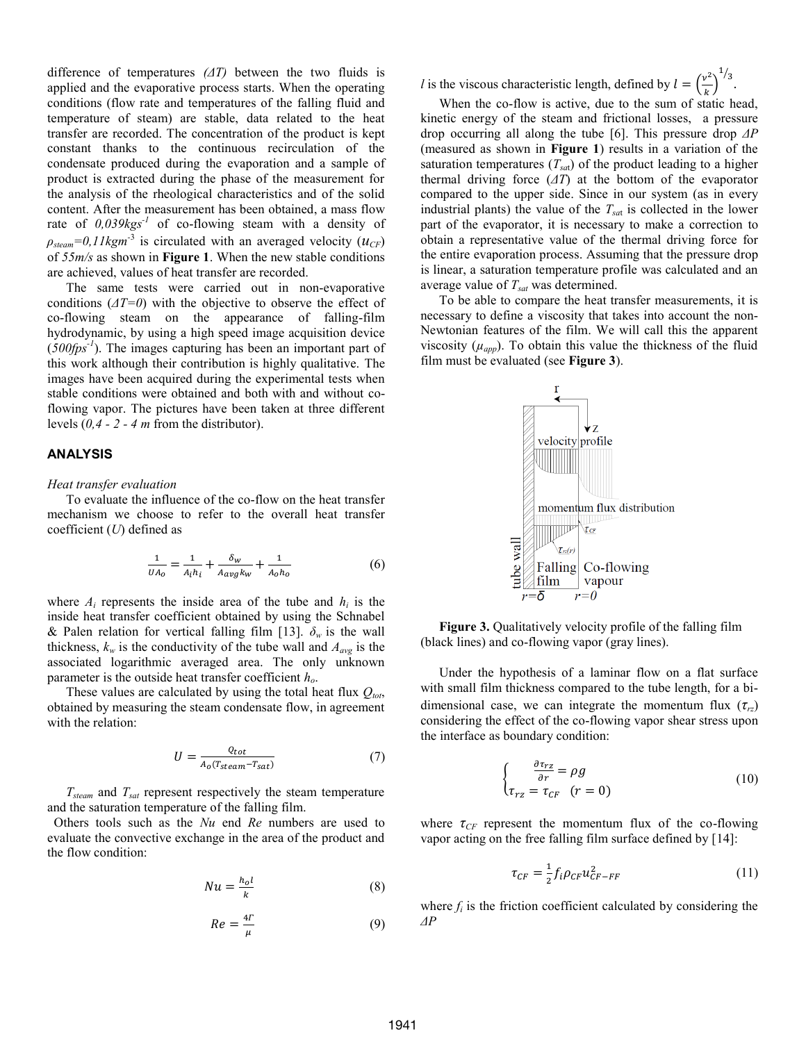difference of temperatures *(ΔT)* between the two fluids is applied and the evaporative process starts. When the operating conditions (flow rate and temperatures of the falling fluid and temperature of steam) are stable, data related to the heat transfer are recorded. The concentration of the product is kept constant thanks to the continuous recirculation of the condensate produced during the evaporation and a sample of product is extracted during the phase of the measurement for the analysis of the rheological characteristics and of the solid content. After the measurement has been obtained, a mass flow rate of $0{,}039 kgs^{-1}$ of co-flowing steam with a density of $\rho_{steam}=0{,}11 kgm^{-3}$ is circulated with an averaged velocity ($u_{CF}$) of *55m/s* as shown in **Figure 1**. When the new stable conditions are achieved, values of heat transfer are recorded.

The same tests were carried out in non-evaporative conditions ($\Delta T=0$) with the objective to observe the effect of co-flowing steam on the appearance of falling-film hydrodynamic, by using a high speed image acquisition device ($500 fps^{-1}$). The images capturing has been an important part of this work although their contribution is highly qualitative. The images have been acquired during the experimental tests when stable conditions were obtained and both with and without co-flowing vapor. The pictures have been taken at three different levels (*0,4 - 2 - 4 m* from the distributor).

## ANALYSIS

*Heat transfer evaluation*

To evaluate the influence of the co-flow on the heat transfer mechanism we choose to refer to the overall heat transfer coefficient ($U$) defined as

$$\frac{1}{UA_o} = \frac{1}{A_i h_i} + \frac{\delta_w}{A_{avg} k_w} + \frac{1}{A_o h_o} \tag{6}$$

where $A_i$ represents the inside area of the tube and $h_i$ is the inside heat transfer coefficient obtained by using the Schnabel & Palen relation for vertical falling film [13]. $\delta_w$ is the wall thickness, $k_w$ is the conductivity of the tube wall and $A_{avg}$ is the associated logarithmic averaged area. The only unknown parameter is the outside heat transfer coefficient $h_o$.

These values are calculated by using the total heat flux $Q_{tot}$, obtained by measuring the steam condensate flow, in agreement with the relation:

$$U = \frac{Q_{tot}}{A_o(T_{steam} - T_{sat})} \tag{7}$$

$T_{steam}$ and $T_{sat}$ represent respectively the steam temperature and the saturation temperature of the falling film.

Others tools such as the *Nu* end *Re* numbers are used to evaluate the convective exchange in the area of the product and the flow condition:

$$Nu = \frac{h_o l}{k} \tag{8}$$

$$Re = \frac{4\Gamma}{\mu} \tag{9}$$

$l$ is the viscous characteristic length, defined by $l = \left(\frac{\nu^2}{k}\right)^{1/3}$.

When the co-flow is active, due to the sum of static head, kinetic energy of the steam and frictional losses, a pressure drop occurring all along the tube [6]. This pressure drop $\Delta P$ (measured as shown in **Figure 1**) results in a variation of the saturation temperatures ($T_{sat}$) of the product leading to a higher thermal driving force ($\Delta T$) at the bottom of the evaporator compared to the upper side. Since in our system (as in every industrial plants) the value of the $T_{sat}$ is collected in the lower part of the evaporator, it is necessary to make a correction to obtain a representative value of the thermal driving force for the entire evaporation process. Assuming that the pressure drop is linear, a saturation temperature profile was calculated and an average value of $T_{sat}$ was determined.

To be able to compare the heat transfer measurements, it is necessary to define a viscosity that takes into account the non-Newtonian features of the film. We will call this the apparent viscosity ($\mu_{app}$). To obtain this value the thickness of the fluid film must be evaluated (see **Figure 3**).

**Figure 3.** Qualitatively velocity profile of the falling film (black lines) and co-flowing vapor (gray lines).

Under the hypothesis of a laminar flow on a flat surface with small film thickness compared to the tube length, for a bi-dimensional case, we can integrate the momentum flux ($\tau_{rz}$) considering the effect of the co-flowing vapor shear stress upon the interface as boundary condition:

$$\begin{cases} \dfrac{\partial \tau_{rz}}{\partial r} = \rho g \\ \tau_{rz} = \tau_{CF} \quad (r=0) \end{cases} \tag{10}$$

where $\tau_{CF}$ represent the momentum flux of the co-flowing vapor acting on the free falling film surface defined by [14]:

$$\tau_{CF} = \frac{1}{2} f_i \rho_{CF} u_{CF-FF}^2 \tag{11}$$

where $f_i$ is the friction coefficient calculated by considering the $\Delta P$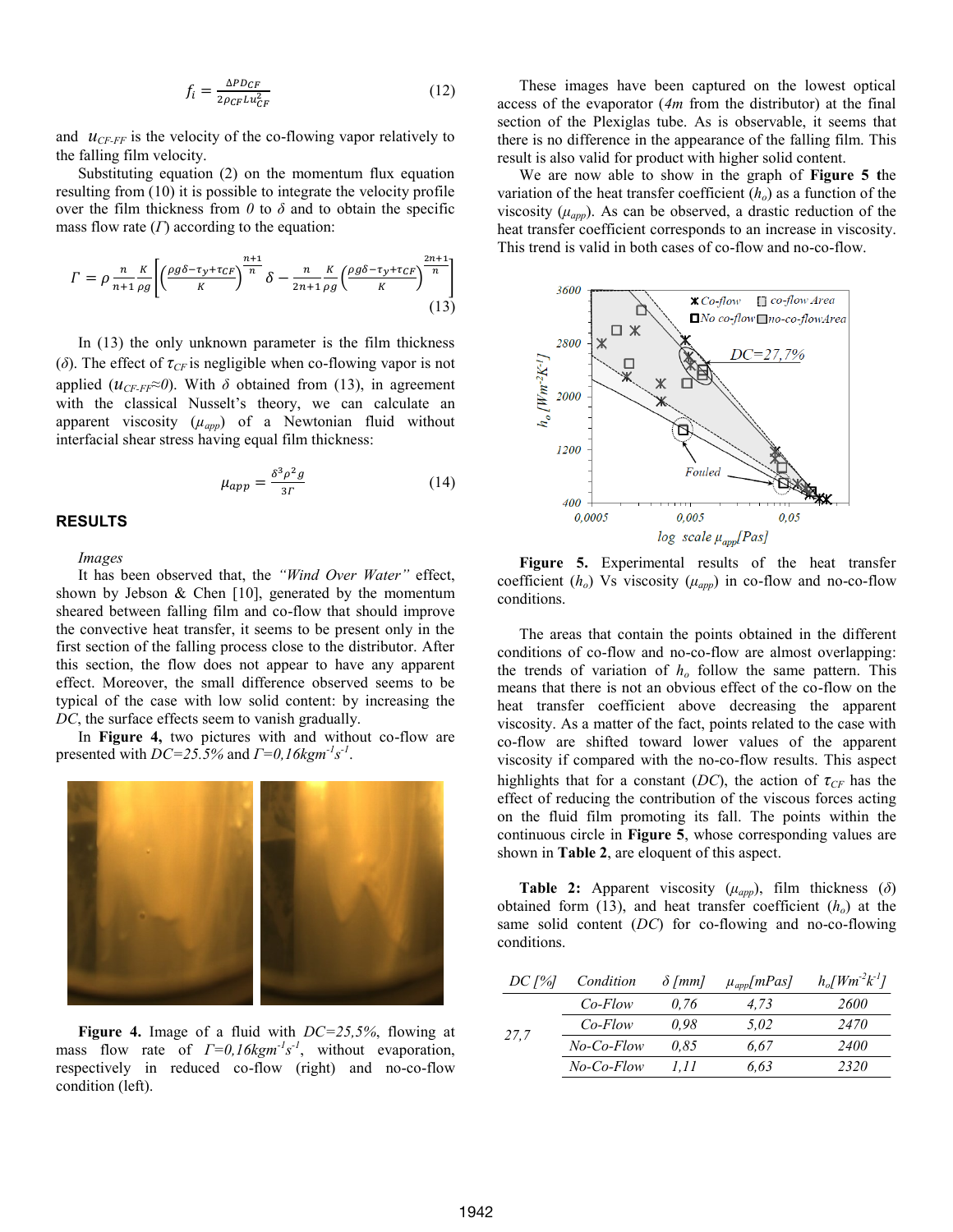$$f_i = \frac{\Delta P D_{CF}}{2\rho_{CF} L u_{CF}^2} \tag{12}$$

and $u_{CF-FF}$ is the velocity of the co-flowing vapor relatively to the falling film velocity.

Substituting equation (2) on the momentum flux equation resulting from (10) it is possible to integrate the velocity profile over the film thickness from $0$ to $\delta$ and to obtain the specific mass flow rate ($\Gamma$) according to the equation:

$$\Gamma = \rho \frac{n}{n+1}\frac{K}{\rho g}\left[\left(\frac{\rho g\delta - \tau_y + \tau_{CF}}{K}\right)^{\frac{n+1}{n}}\delta - \frac{n}{2n+1}\frac{K}{\rho g}\left(\frac{\rho g\delta - \tau_y + \tau_{CF}}{K}\right)^{\frac{2n+1}{n}}\right] \tag{13}$$

In (13) the only unknown parameter is the film thickness ($\delta$). The effect of $\tau_{CF}$ is negligible when co-flowing vapor is not applied ($u_{CF-FF}\approx 0$). With $\delta$ obtained from (13), in agreement with the classical Nusselt's theory, we can calculate an apparent viscosity ($\mu_{app}$) of a Newtonian fluid without interfacial shear stress having equal film thickness:

$$\mu_{app} = \frac{\delta^3 \rho^2 g}{3\Gamma} \tag{14}$$

## RESULTS

*Images*

It has been observed that, the *"Wind Over Water"* effect, shown by Jebson & Chen [10], generated by the momentum sheared between falling film and co-flow that should improve the convective heat transfer, it seems to be present only in the first section of the falling process close to the distributor. After this section, the flow does not appear to have any apparent effect. Moreover, the small difference observed seems to be typical of the case with low solid content: by increasing the *DC*, the surface effects seem to vanish gradually.

In **Figure 4,** two pictures with and without co-flow are presented with *DC=25.5%* and $\Gamma=0{,}16 kgm^{-1}s^{-1}$.

**Figure 4.** Image of a fluid with *DC=25,5%*, flowing at mass flow rate of $\Gamma=0{,}16 kgm^{-1}s^{-1}$, without evaporation, respectively in reduced co-flow (right) and no-co-flow condition (left).

These images have been captured on the lowest optical access of the evaporator (*4m* from the distributor) at the final section of the Plexiglas tube. As is observable, it seems that there is no difference in the appearance of the falling film. This result is also valid for product with higher solid content.

We are now able to show in the graph of **Figure 5** the variation of the heat transfer coefficient ($h_o$) as a function of the viscosity ($\mu_{app}$). As can be observed, a drastic reduction of the heat transfer coefficient corresponds to an increase in viscosity. This trend is valid in both cases of co-flow and no-co-flow.

**Figure 5.** Experimental results of the heat transfer coefficient ($h_o$) Vs viscosity ($\mu_{app}$) in co-flow and no-co-flow conditions.

The areas that contain the points obtained in the different conditions of co-flow and no-co-flow are almost overlapping: the trends of variation of $h_o$ follow the same pattern. This means that there is not an obvious effect of the co-flow on the heat transfer coefficient above decreasing the apparent viscosity. As a matter of the fact, points related to the case with co-flow are shifted toward lower values of the apparent viscosity if compared with the no-co-flow results. This aspect highlights that for a constant (*DC*), the action of $\tau_{CF}$ has the effect of reducing the contribution of the viscous forces acting on the fluid film promoting its fall. The points within the continuous circle in **Figure 5**, whose corresponding values are shown in **Table 2**, are eloquent of this aspect.

**Table 2:** Apparent viscosity ($\mu_{app}$), film thickness ($\delta$) obtained form (13), and heat transfer coefficient ($h_o$) at the same solid content (*DC*) for co-flowing and no-co-flowing conditions.

| DC [%] | Condition | $\delta$ [mm] | $\mu_{app}$[mPas] | $h_o$[$Wm^{-2}k^{-1}$] |
|---|---|---|---|---|
| 27,7 | Co-Flow | 0,76 | 4,73 | 2600 |
| | Co-Flow | 0,98 | 5,02 | 2470 |
| | No-Co-Flow | 0,85 | 6,67 | 2400 |
| | No-Co-Flow | 1,11 | 6,63 | 2320 |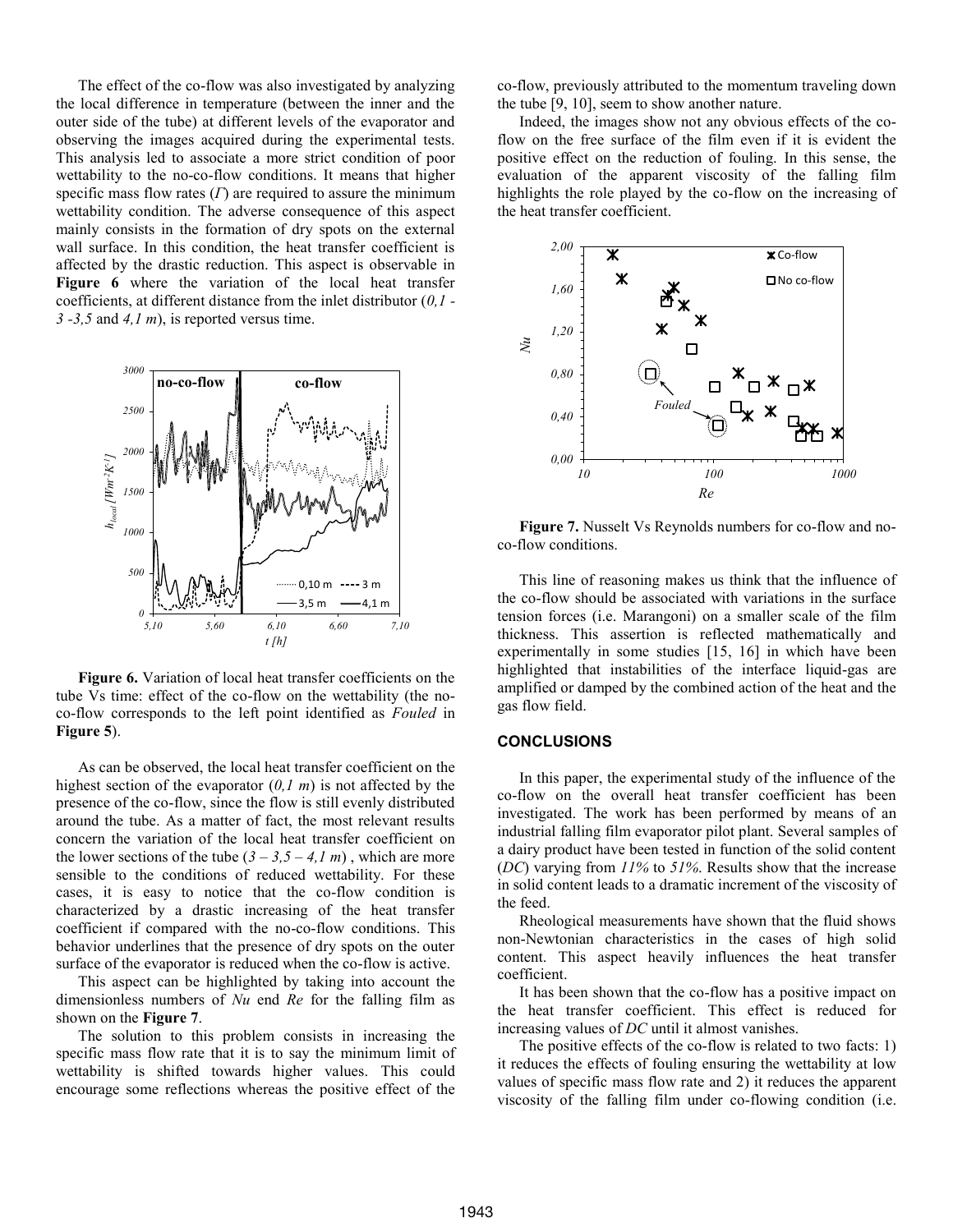The effect of the co-flow was also investigated by analyzing the local difference in temperature (between the inner and the outer side of the tube) at different levels of the evaporator and observing the images acquired during the experimental tests. This analysis led to associate a more strict condition of poor wettability to the no-co-flow conditions. It means that higher specific mass flow rates ($\Gamma$) are required to assure the minimum wettability condition. The adverse consequence of this aspect mainly consists in the formation of dry spots on the external wall surface. In this condition, the heat transfer coefficient is affected by the drastic reduction. This aspect is observable in **Figure 6** where the variation of the local heat transfer coefficients, at different distance from the inlet distributor (*0,1 - 3 -3,5* and *4,1 m*), is reported versus time.

**Figure 6.** Variation of local heat transfer coefficients on the tube Vs time: effect of the co-flow on the wettability (the no-co-flow corresponds to the left point identified as *Fouled* in **Figure 5**).

As can be observed, the local heat transfer coefficient on the highest section of the evaporator (*0,1 m*) is not affected by the presence of the co-flow, since the flow is still evenly distributed around the tube. As a matter of fact, the most relevant results concern the variation of the local heat transfer coefficient on the lower sections of the tube (*3 – 3,5 – 4,1 m*) , which are more sensible to the conditions of reduced wettability. For these cases, it is easy to notice that the co-flow condition is characterized by a drastic increasing of the heat transfer coefficient if compared with the no-co-flow conditions. This behavior underlines that the presence of dry spots on the outer surface of the evaporator is reduced when the co-flow is active.

This aspect can be highlighted by taking into account the dimensionless numbers of *Nu* end *Re* for the falling film as shown on the **Figure 7**.

The solution to this problem consists in increasing the specific mass flow rate that it is to say the minimum limit of wettability is shifted towards higher values. This could encourage some reflections whereas the positive effect of the co-flow, previously attributed to the momentum traveling down the tube [9, 10], seem to show another nature.

Indeed, the images show not any obvious effects of the co-flow on the free surface of the film even if it is evident the positive effect on the reduction of fouling. In this sense, the evaluation of the apparent viscosity of the falling film highlights the role played by the co-flow on the increasing of the heat transfer coefficient.

**Figure 7.** Nusselt Vs Reynolds numbers for co-flow and no-co-flow conditions.

This line of reasoning makes us think that the influence of the co-flow should be associated with variations in the surface tension forces (i.e. Marangoni) on a smaller scale of the film thickness. This assertion is reflected mathematically and experimentally in some studies [15, 16] in which have been highlighted that instabilities of the interface liquid-gas are amplified or damped by the combined action of the heat and the gas flow field.

## CONCLUSIONS

In this paper, the experimental study of the influence of the co-flow on the overall heat transfer coefficient has been investigated. The work has been performed by means of an industrial falling film evaporator pilot plant. Several samples of a dairy product have been tested in function of the solid content (*DC*) varying from *11%* to *51%*. Results show that the increase in solid content leads to a dramatic increment of the viscosity of the feed.

Rheological measurements have shown that the fluid shows non-Newtonian characteristics in the cases of high solid content. This aspect heavily influences the heat transfer coefficient.

It has been shown that the co-flow has a positive impact on the heat transfer coefficient. This effect is reduced for increasing values of *DC* until it almost vanishes.

The positive effects of the co-flow is related to two facts: 1) it reduces the effects of fouling ensuring the wettability at low values of specific mass flow rate and 2) it reduces the apparent viscosity of the falling film under co-flowing condition (i.e.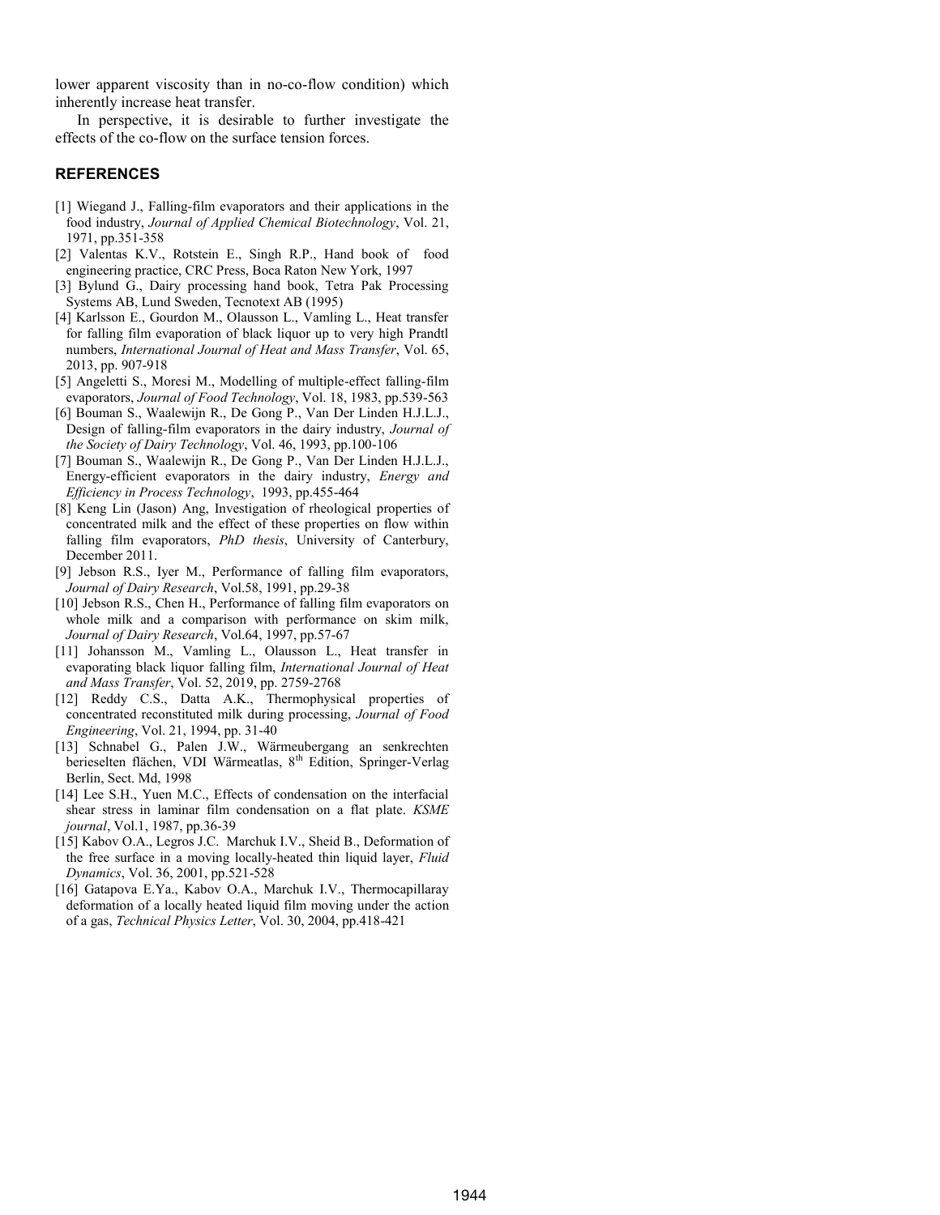lower apparent viscosity than in no-co-flow condition) which inherently increase heat transfer.

In perspective, it is desirable to further investigate the effects of the co-flow on the surface tension forces.

## REFERENCES

[1] Wiegand J., Falling-film evaporators and their applications in the food industry, *Journal of Applied Chemical Biotechnology*, Vol. 21, 1971, pp.351-358

[2] Valentas K.V., Rotstein E., Singh R.P., Hand book of food engineering practice, CRC Press, Boca Raton New York, 1997

[3] Bylund G., Dairy processing hand book, Tetra Pak Processing Systems AB, Lund Sweden, Tecnotext AB (1995)

[4] Karlsson E., Gourdon M., Olausson L., Vamling L., Heat transfer for falling film evaporation of black liquor up to very high Prandtl numbers, *International Journal of Heat and Mass Transfer*, Vol. 65, 2013, pp. 907-918

[5] Angeletti S., Moresi M., Modelling of multiple-effect falling-film evaporators, *Journal of Food Technology*, Vol. 18, 1983, pp.539-563

[6] Bouman S., Waalewijn R., De Gong P., Van Der Linden H.J.L.J., Design of falling-film evaporators in the dairy industry, *Journal of the Society of Dairy Technology*, Vol. 46, 1993, pp.100-106

[7] Bouman S., Waalewijn R., De Gong P., Van Der Linden H.J.L.J., Energy-efficient evaporators in the dairy industry, *Energy and Efficiency in Process Technology*, 1993, pp.455-464

[8] Keng Lin (Jason) Ang, Investigation of rheological properties of concentrated milk and the effect of these properties on flow within falling film evaporators, *PhD thesis*, University of Canterbury, December 2011.

[9] Jebson R.S., Iyer M., Performance of falling film evaporators, *Journal of Dairy Research*, Vol.58, 1991, pp.29-38

[10] Jebson R.S., Chen H., Performance of falling film evaporators on whole milk and a comparison with performance on skim milk, *Journal of Dairy Research*, Vol.64, 1997, pp.57-67

[11] Johansson M., Vamling L., Olausson L., Heat transfer in evaporating black liquor falling film, *International Journal of Heat and Mass Transfer*, Vol. 52, 2019, pp. 2759-2768

[12] Reddy C.S., Datta A.K., Thermophysical properties of concentrated reconstituted milk during processing, *Journal of Food Engineering*, Vol. 21, 1994, pp. 31-40

[13] Schnabel G., Palen J.W., Wärmeubergang an senkrechten berieselten flächen, VDI Wärmeatlas, 8th Edition, Springer-Verlag Berlin, Sect. Md, 1998

[14] Lee S.H., Yuen M.C., Effects of condensation on the interfacial shear stress in laminar film condensation on a flat plate. *KSME journal*, Vol.1, 1987, pp.36-39

[15] Kabov O.A., Legros J.C. Marchuk I.V., Sheid B., Deformation of the free surface in a moving locally-heated thin liquid layer, *Fluid Dynamics*, Vol. 36, 2001, pp.521-528

[16] Gatapova E.Ya., Kabov O.A., Marchuk I.V., Thermocapillaray deformation of a locally heated liquid film moving under the action of a gas, *Technical Physics Letter*, Vol. 30, 2004, pp.418-421